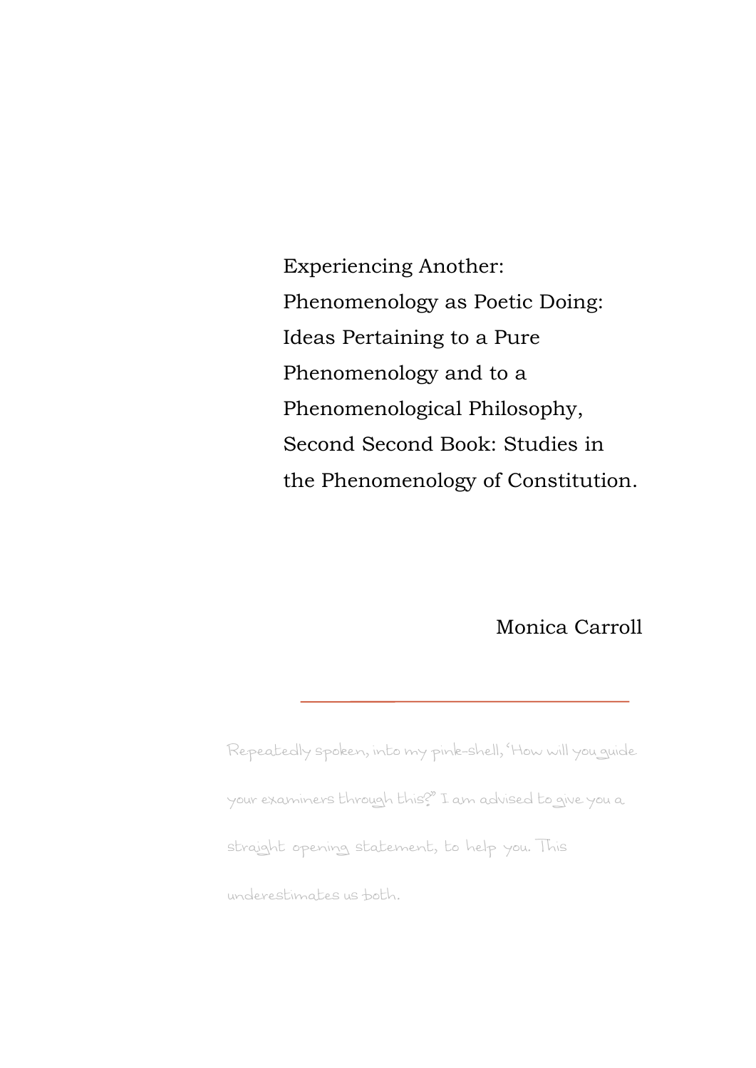# Experiencing Another: Phenomenology as Poetic Doing: Ideas Pertaining to a Pure Phenomenology and to a Phenomenological Philosophy, Second Second Book: Studies in the Phenomenology of Constitution.

Monica Carroll

---

Repeatedly spoken, into my pink-shell, 'How will you guide your examiners through this?' I am advised to give you a straight opening statement, to help you. This underestimates us both.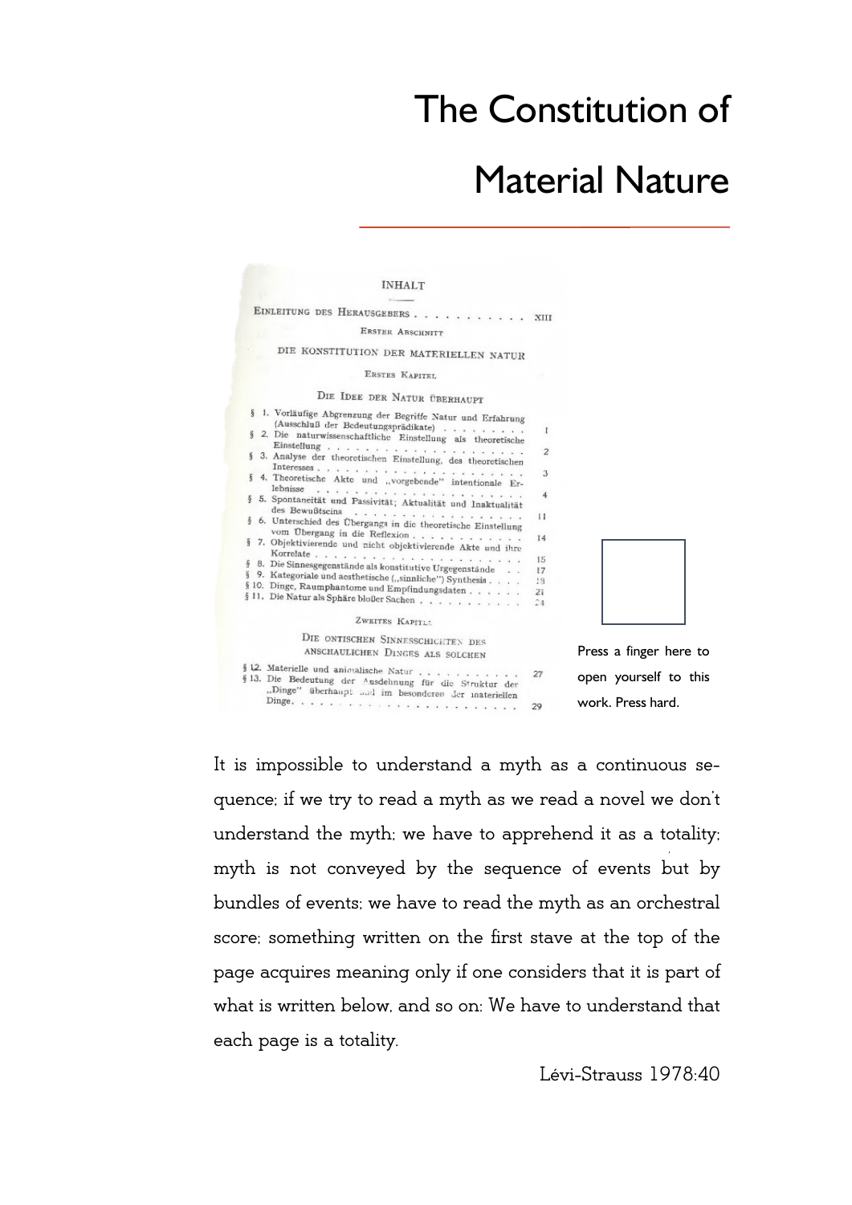# The Constitution of Material Nature

INHALT

EINLEITUNG DES HERAUSGEBERS . . . . . . . . . . . XIII

ERSTER ABSCHNITT

DIE KONSTITUTION DER MATERIELLEN NATUR

ERSTES KAPITEL

DIE IDEE DER NATUR ÜBERHAUPT

§ 1. Vorläufige Abgrenzung der Begriffe Natur und Erfahrung (Ausschluß der Bedeutungsprädikate) . . . . . . . . 1
§ 2. Die naturwissenschaftliche Einstellung als theoretische Einstellung . . . . . . . . . . . . . . . . . 2
§ 3. Analyse der theoretischen Einstellung, des theoretischen Interesses . . . . . . . . . . . . . . . . . 3
§ 4. Theoretische Akte und „vorgebende" intentionale Erlebnisse . . . . . . . . . . . . . . . . . 4
§ 5. Spontaneität und Passivität; Aktualität und Inaktualität des Bewußtseins . . . . . . . . . . . . . . . 11
§ 6. Unterschied des Übergangs in die theoretische Einstellung vom Übergang in die Reflexion . . . . . . . . . . . 14
§ 7. Objektivierende und nicht objektivierende Akte und ihre Korrelate . . . . . . . . . . . . . . . . . 15
§ 8. Die Sinnesgegenstände als konstitutive Urgegenstände . . 17
§ 9. Kategoriale und aesthetische („sinnliche") Synthesis . . . . 18
§ 10. Dinge, Raumphantome und Empfindungsdaten . . . . . 21
§ 11. Die Natur als Sphäre bloßer Sachen . . . . . . . . . . 24

ZWEITES KAPITEL

DIE ONTISCHEN SINNESSCHICHTEN DES ANSCHAULICHEN DINGES ALS SOLCHEN

§ 12. Materielle und animalische Natur . . . . . . . . . . 27
§ 13. Die Bedeutung der Ausdehnung für die Struktur der „Dinge" überhaupt und im besonderen der materiellen Dinge. . . . . . . . . . . . . . . . . . . 29

Press a finger here to open yourself to this work. Press hard.

It is impossible to understand a myth as a continuous sequence; if we try to read a myth as we read a novel we don't understand the myth; we have to apprehend it as a totality; myth is not conveyed by the sequence of events but by bundles of events; we have to read the myth as an orchestral score; something written on the first stave at the top of the page acquires meaning only if one considers that it is part of what is written below, and so on: We have to understand that each page is a totality.

Lévi-Strauss 1978:40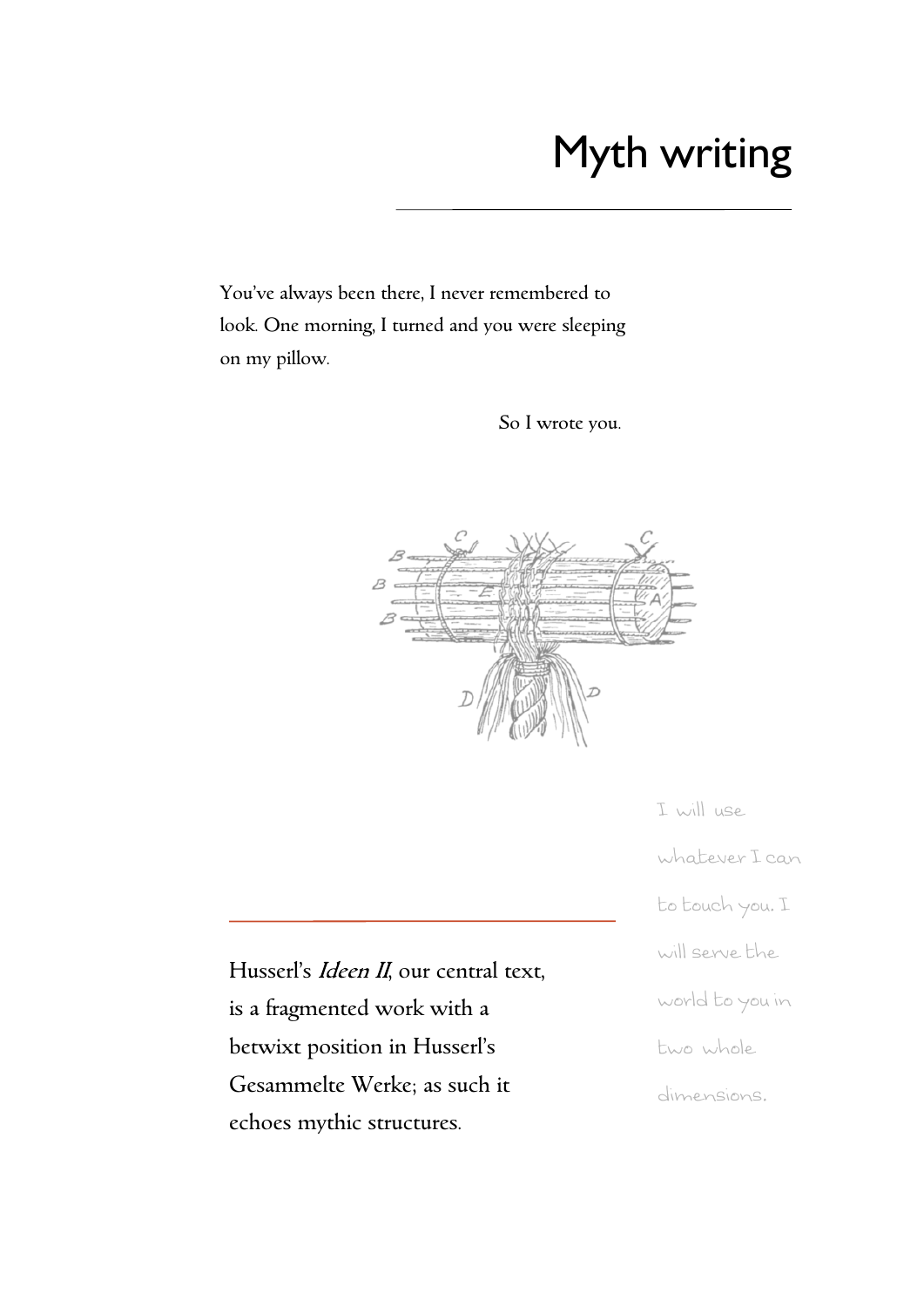# Myth writing

You've always been there, I never remembered to look. One morning, I turned and you were sleeping on my pillow.

So I wrote you.

I will use whatever I can to touch you. I will serve the world to you in two whole dimensions.

Husserl's *Ideen II*, our central text, is a fragmented work with a betwixt position in Husserl's Gesammelte Werke; as such it echoes mythic structures.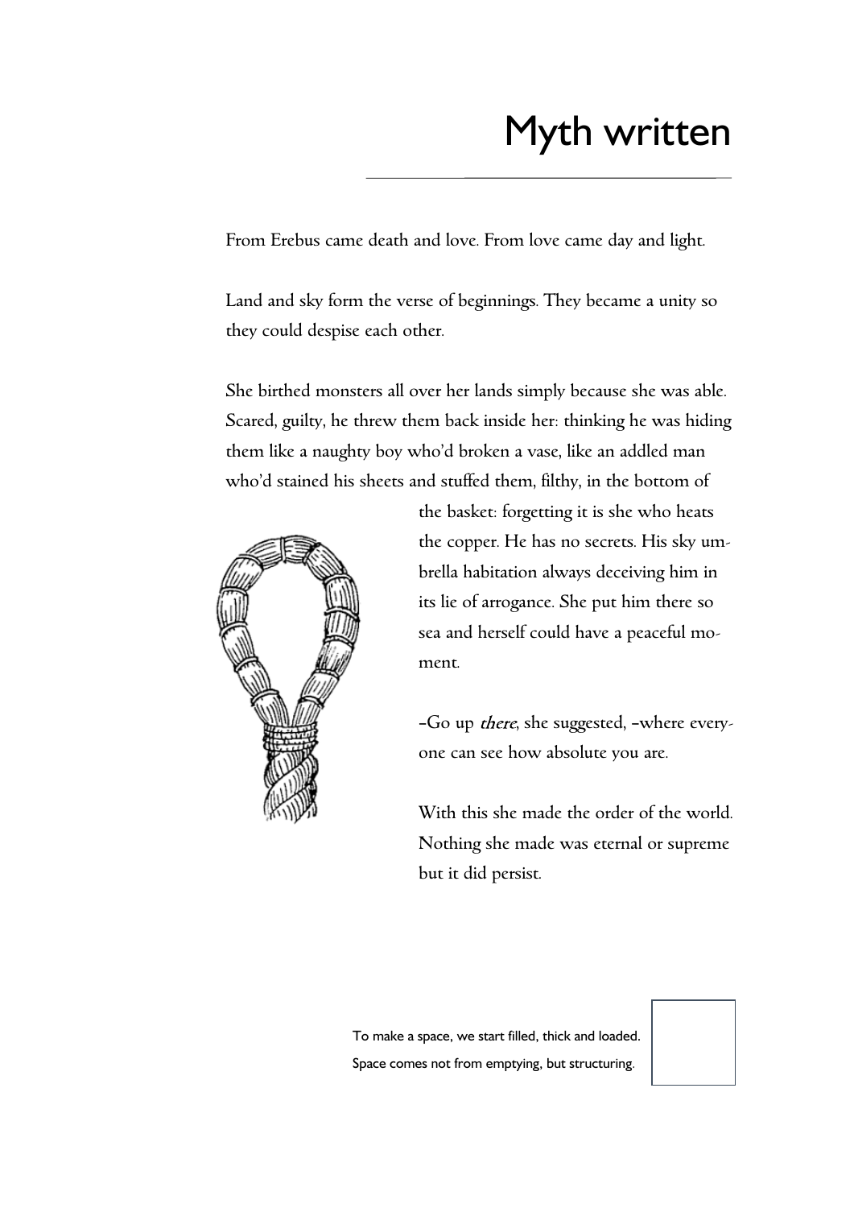# Myth written

From Erebus came death and love. From love came day and light.

Land and sky form the verse of beginnings. They became a unity so they could despise each other.

She birthed monsters all over her lands simply because she was able. Scared, guilty, he threw them back inside her: thinking he was hiding them like a naughty boy who'd broken a vase, like an addled man who'd stained his sheets and stuffed them, filthy, in the bottom of the basket: forgetting it is she who heats the copper. He has no secrets. His sky umbrella habitation always deceiving him in its lie of arrogance. She put him there so sea and herself could have a peaceful moment.

–Go up *there*, she suggested, –where everyone can see how absolute you are.

With this she made the order of the world. Nothing she made was eternal or supreme but it did persist.

To make a space, we start filled, thick and loaded.
Space comes not from emptying, but structuring.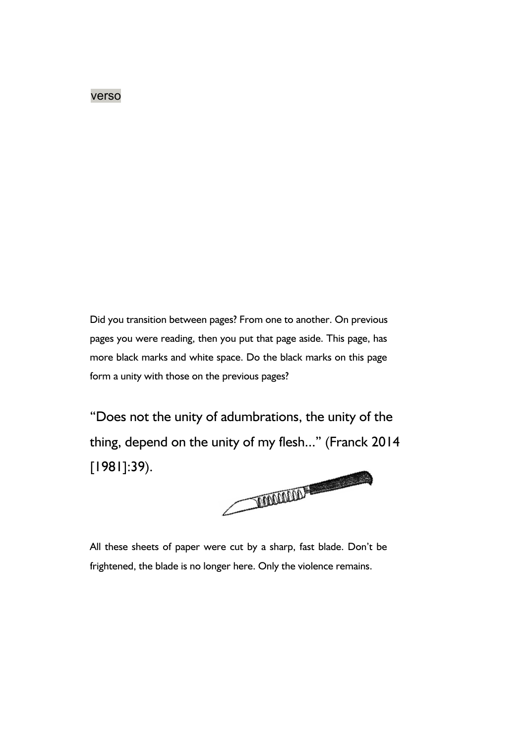verso

Did you transition between pages? From one to another. On previous pages you were reading, then you put that page aside. This page, has more black marks and white space. Do the black marks on this page form a unity with those on the previous pages?

“Does not the unity of adumbrations, the unity of the thing, depend on the unity of my flesh...” (Franck 2014 [1981]:39).

All these sheets of paper were cut by a sharp, fast blade. Don’t be frightened, the blade is no longer here. Only the violence remains.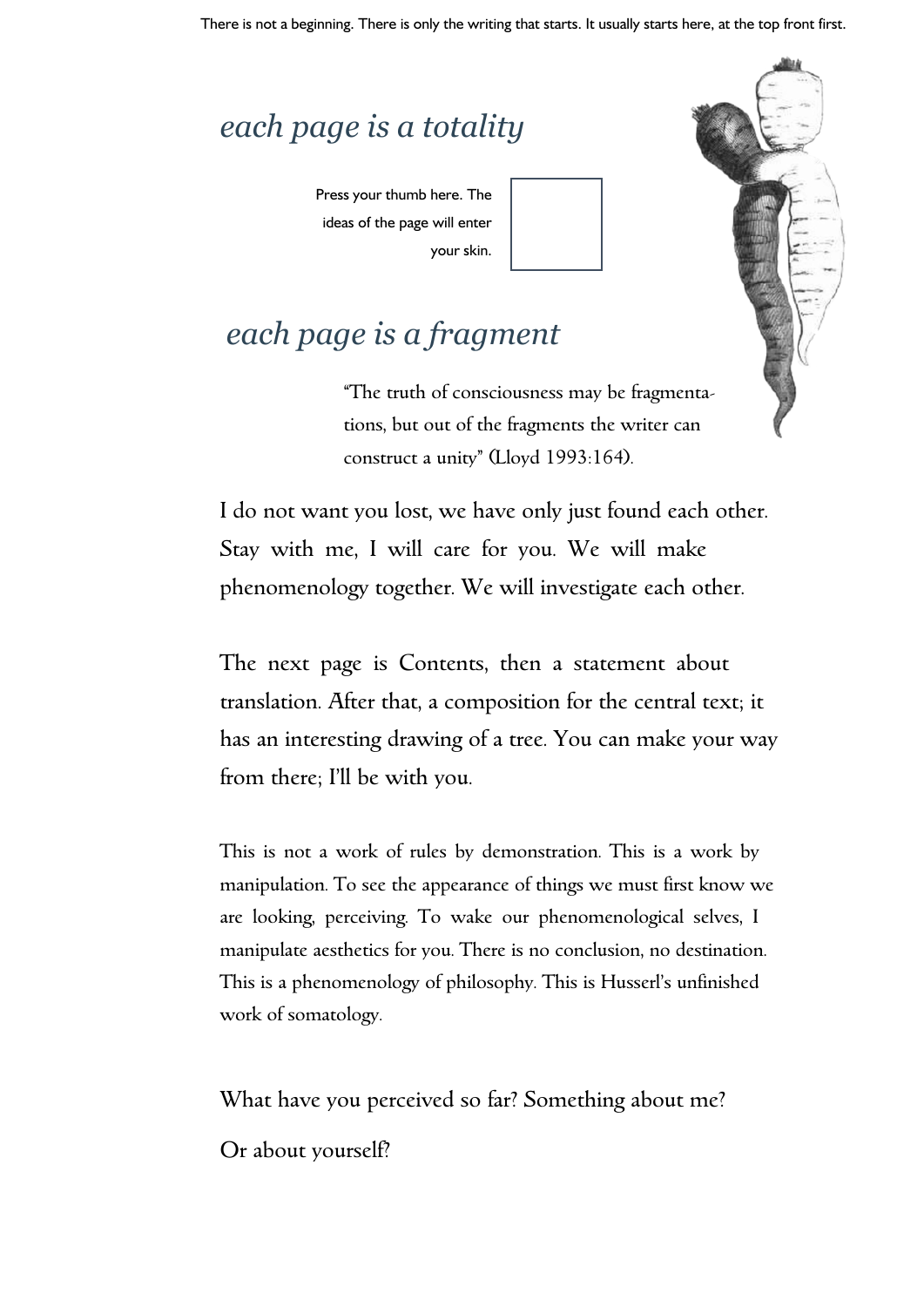There is not a beginning. There is only the writing that starts. It usually starts here, at the top front first.

## *each page is a totality*

Press your thumb here. The ideas of the page will enter your skin.

## *each page is a fragment*

"The truth of consciousness may be fragmentations, but out of the fragments the writer can construct a unity" (Lloyd 1993:164).

I do not want you lost, we have only just found each other. Stay with me, I will care for you. We will make phenomenology together. We will investigate each other.

The next page is Contents, then a statement about translation. After that, a composition for the central text; it has an interesting drawing of a tree. You can make your way from there; I'll be with you.

This is not a work of rules by demonstration. This is a work by manipulation. To see the appearance of things we must first know we are looking, perceiving. To wake our phenomenological selves, I manipulate aesthetics for you. There is no conclusion, no destination. This is a phenomenology of philosophy. This is Husserl's unfinished work of somatology.

What have you perceived so far? Something about me?

Or about yourself?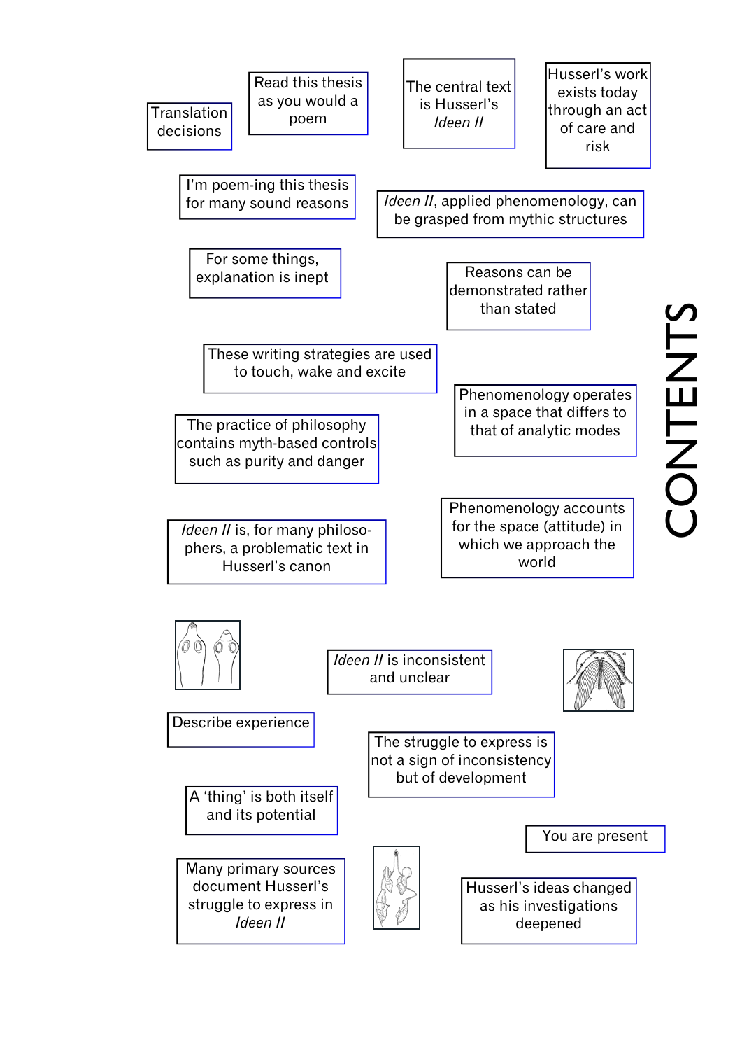# CONTENTS

Translation decisions

Read this thesis as you would a poem

The central text is Husserl's *Ideen II*

Husserl's work exists today through an act of care and risk

I'm poem-ing this thesis for many sound reasons

*Ideen II*, applied phenomenology, can be grasped from mythic structures

For some things, explanation is inept

Reasons can be demonstrated rather than stated

These writing strategies are used to touch, wake and excite

Phenomenology operates in a space that differs to that of analytic modes

The practice of philosophy contains myth-based controls such as purity and danger

Phenomenology accounts for the space (attitude) in which we approach the world

*Ideen II* is, for many philosophers, a problematic text in Husserl's canon

*Ideen II* is inconsistent and unclear

Describe experience

The struggle to express is not a sign of inconsistency but of development

A 'thing' is both itself and its potential

You are present

Many primary sources document Husserl's struggle to express in *Ideen II*

Husserl's ideas changed as his investigations deepened